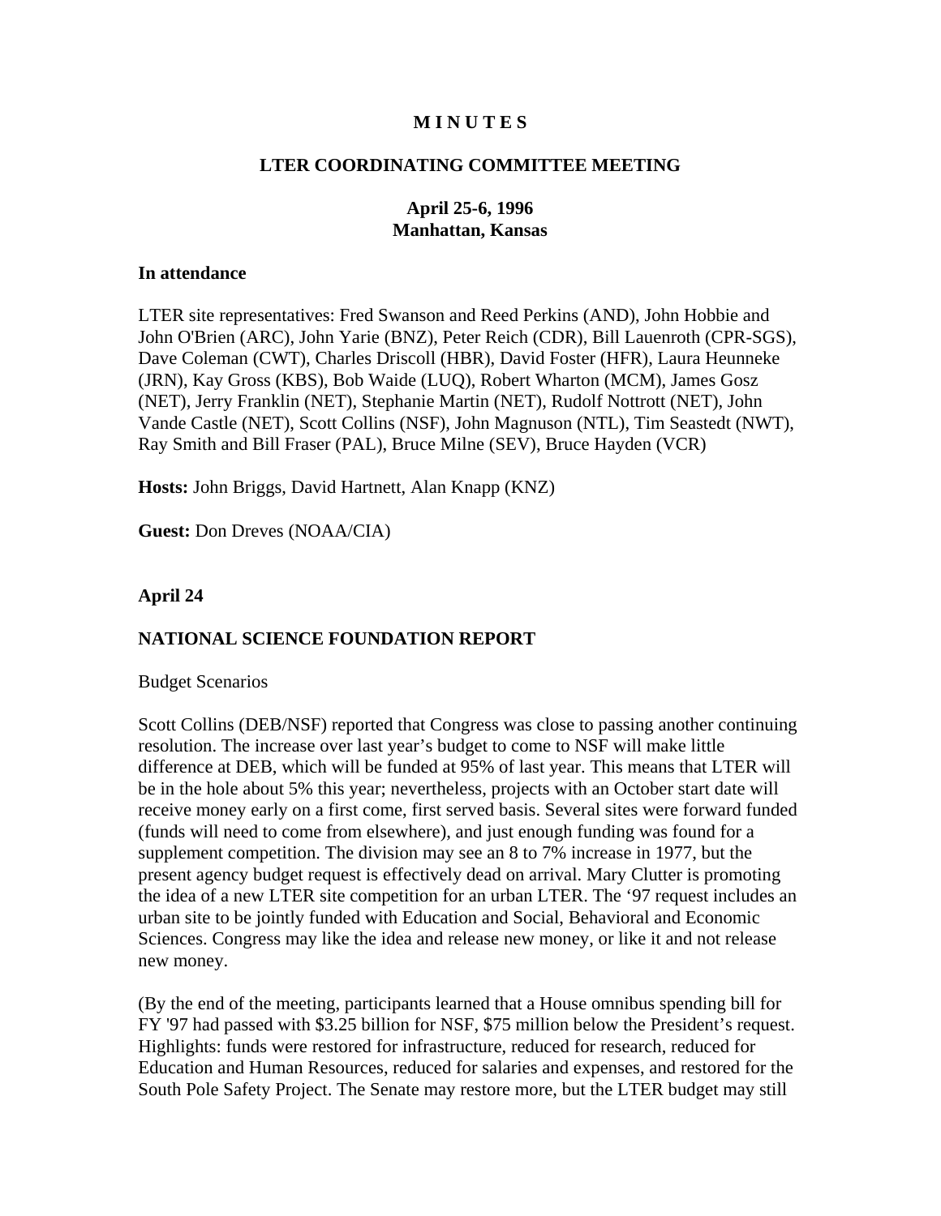# M I N U T E S

## LTER COORDINATING COMMITTEE MEETING

### April 25-6, 1996
### Manhattan, Kansas

**In attendance**

LTER site representatives: Fred Swanson and Reed Perkins (AND), John Hobbie and John O'Brien (ARC), John Yarie (BNZ), Peter Reich (CDR), Bill Lauenroth (CPR-SGS), Dave Coleman (CWT), Charles Driscoll (HBR), David Foster (HFR), Laura Heunneke (JRN), Kay Gross (KBS), Bob Waide (LUQ), Robert Wharton (MCM), James Gosz (NET), Jerry Franklin (NET), Stephanie Martin (NET), Rudolf Nottrott (NET), John Vande Castle (NET), Scott Collins (NSF), John Magnuson (NTL), Tim Seastedt (NWT), Ray Smith and Bill Fraser (PAL), Bruce Milne (SEV), Bruce Hayden (VCR)

**Hosts:** John Briggs, David Hartnett, Alan Knapp (KNZ)

**Guest:** Don Dreves (NOAA/CIA)

**April 24**

**NATIONAL SCIENCE FOUNDATION REPORT**

Budget Scenarios

Scott Collins (DEB/NSF) reported that Congress was close to passing another continuing resolution. The increase over last year's budget to come to NSF will make little difference at DEB, which will be funded at 95% of last year. This means that LTER will be in the hole about 5% this year; nevertheless, projects with an October start date will receive money early on a first come, first served basis. Several sites were forward funded (funds will need to come from elsewhere), and just enough funding was found for a supplement competition. The division may see an 8 to 7% increase in 1977, but the present agency budget request is effectively dead on arrival. Mary Clutter is promoting the idea of a new LTER site competition for an urban LTER. The '97 request includes an urban site to be jointly funded with Education and Social, Behavioral and Economic Sciences. Congress may like the idea and release new money, or like it and not release new money.

(By the end of the meeting, participants learned that a House omnibus spending bill for FY '97 had passed with $3.25 billion for NSF, $75 million below the President's request. Highlights: funds were restored for infrastructure, reduced for research, reduced for Education and Human Resources, reduced for salaries and expenses, and restored for the South Pole Safety Project. The Senate may restore more, but the LTER budget may still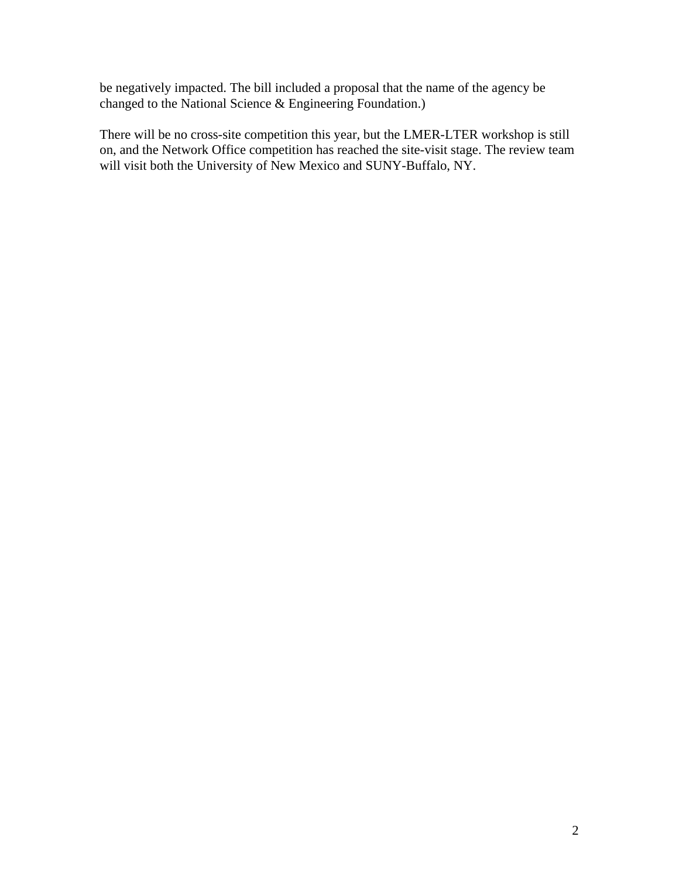be negatively impacted. The bill included a proposal that the name of the agency be changed to the National Science & Engineering Foundation.)

There will be no cross-site competition this year, but the LMER-LTER workshop is still on, and the Network Office competition has reached the site-visit stage. The review team will visit both the University of New Mexico and SUNY-Buffalo, NY.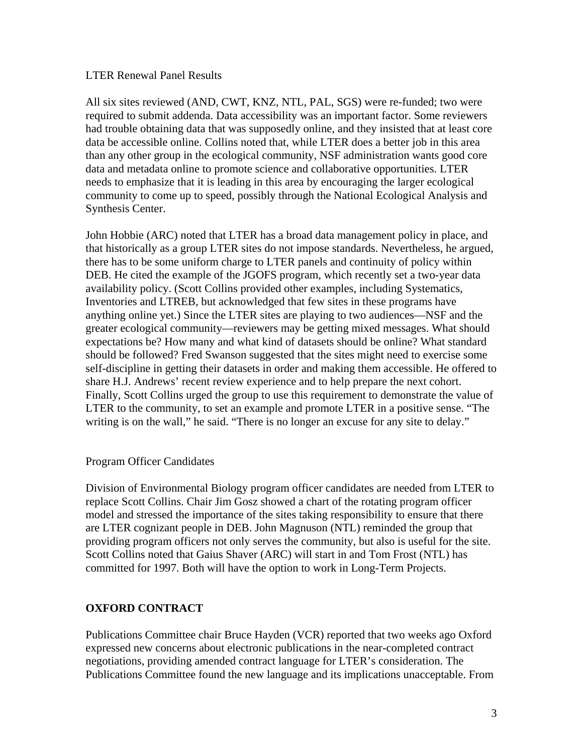LTER Renewal Panel Results

All six sites reviewed (AND, CWT, KNZ, NTL, PAL, SGS) were re-funded; two were required to submit addenda. Data accessibility was an important factor. Some reviewers had trouble obtaining data that was supposedly online, and they insisted that at least core data be accessible online. Collins noted that, while LTER does a better job in this area than any other group in the ecological community, NSF administration wants good core data and metadata online to promote science and collaborative opportunities. LTER needs to emphasize that it is leading in this area by encouraging the larger ecological community to come up to speed, possibly through the National Ecological Analysis and Synthesis Center.

John Hobbie (ARC) noted that LTER has a broad data management policy in place, and that historically as a group LTER sites do not impose standards. Nevertheless, he argued, there has to be some uniform charge to LTER panels and continuity of policy within DEB. He cited the example of the JGOFS program, which recently set a two-year data availability policy. (Scott Collins provided other examples, including Systematics, Inventories and LTREB, but acknowledged that few sites in these programs have anything online yet.) Since the LTER sites are playing to two audiences—NSF and the greater ecological community—reviewers may be getting mixed messages. What should expectations be? How many and what kind of datasets should be online? What standard should be followed? Fred Swanson suggested that the sites might need to exercise some self-discipline in getting their datasets in order and making them accessible. He offered to share H.J. Andrews' recent review experience and to help prepare the next cohort. Finally, Scott Collins urged the group to use this requirement to demonstrate the value of LTER to the community, to set an example and promote LTER in a positive sense. "The writing is on the wall," he said. "There is no longer an excuse for any site to delay."

Program Officer Candidates

Division of Environmental Biology program officer candidates are needed from LTER to replace Scott Collins. Chair Jim Gosz showed a chart of the rotating program officer model and stressed the importance of the sites taking responsibility to ensure that there are LTER cognizant people in DEB. John Magnuson (NTL) reminded the group that providing program officers not only serves the community, but also is useful for the site. Scott Collins noted that Gaius Shaver (ARC) will start in and Tom Frost (NTL) has committed for 1997. Both will have the option to work in Long-Term Projects.

**OXFORD CONTRACT**

Publications Committee chair Bruce Hayden (VCR) reported that two weeks ago Oxford expressed new concerns about electronic publications in the near-completed contract negotiations, providing amended contract language for LTER's consideration. The Publications Committee found the new language and its implications unacceptable. From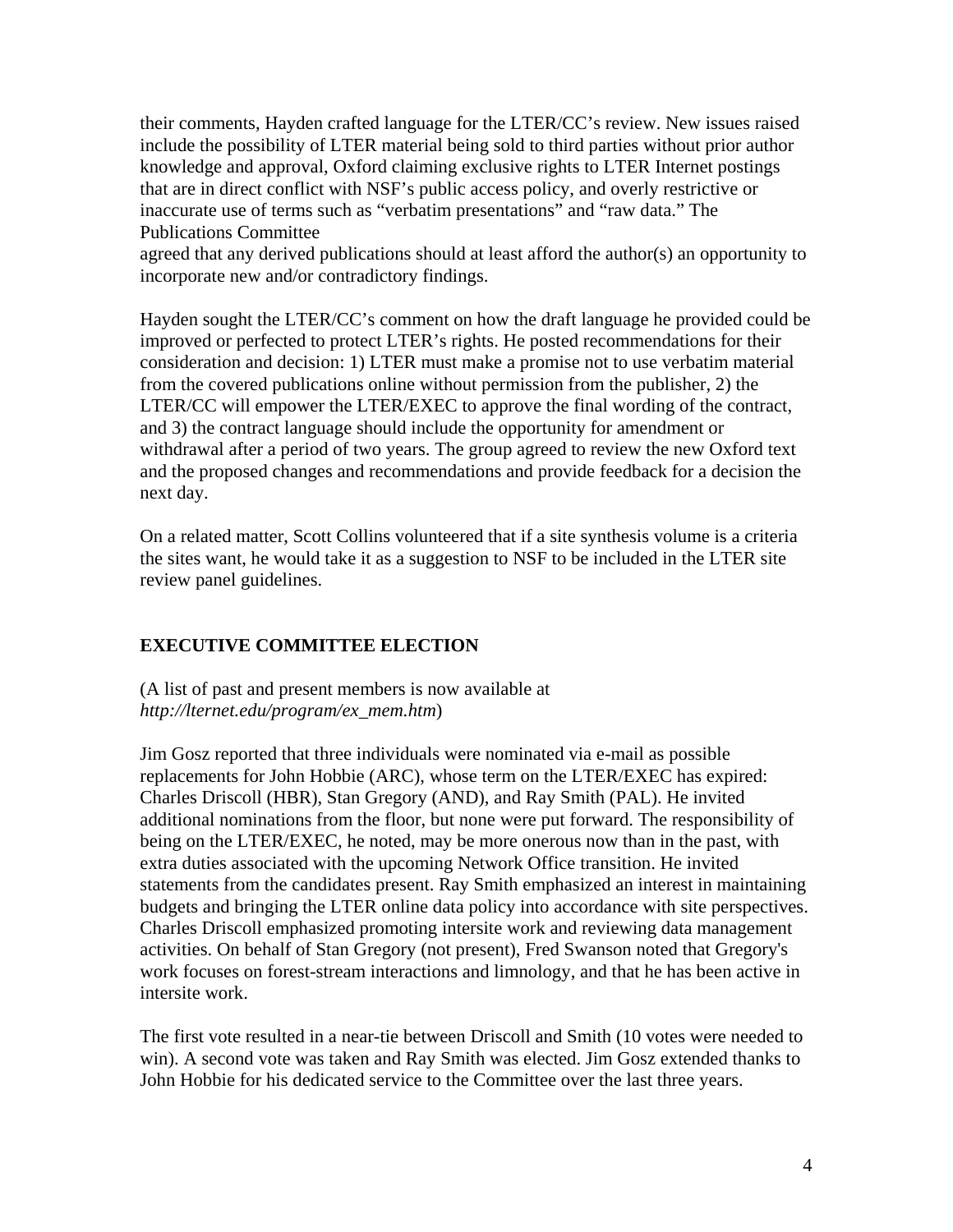their comments, Hayden crafted language for the LTER/CC's review. New issues raised include the possibility of LTER material being sold to third parties without prior author knowledge and approval, Oxford claiming exclusive rights to LTER Internet postings that are in direct conflict with NSF's public access policy, and overly restrictive or inaccurate use of terms such as "verbatim presentations" and "raw data." The Publications Committee agreed that any derived publications should at least afford the author(s) an opportunity to incorporate new and/or contradictory findings.

Hayden sought the LTER/CC's comment on how the draft language he provided could be improved or perfected to protect LTER's rights. He posted recommendations for their consideration and decision: 1) LTER must make a promise not to use verbatim material from the covered publications online without permission from the publisher, 2) the LTER/CC will empower the LTER/EXEC to approve the final wording of the contract, and 3) the contract language should include the opportunity for amendment or withdrawal after a period of two years. The group agreed to review the new Oxford text and the proposed changes and recommendations and provide feedback for a decision the next day.

On a related matter, Scott Collins volunteered that if a site synthesis volume is a criteria the sites want, he would take it as a suggestion to NSF to be included in the LTER site review panel guidelines.

## EXECUTIVE COMMITTEE ELECTION

(A list of past and present members is now available at *http://lternet.edu/program/ex_mem.htm*)

Jim Gosz reported that three individuals were nominated via e-mail as possible replacements for John Hobbie (ARC), whose term on the LTER/EXEC has expired: Charles Driscoll (HBR), Stan Gregory (AND), and Ray Smith (PAL). He invited additional nominations from the floor, but none were put forward. The responsibility of being on the LTER/EXEC, he noted, may be more onerous now than in the past, with extra duties associated with the upcoming Network Office transition. He invited statements from the candidates present. Ray Smith emphasized an interest in maintaining budgets and bringing the LTER online data policy into accordance with site perspectives. Charles Driscoll emphasized promoting intersite work and reviewing data management activities. On behalf of Stan Gregory (not present), Fred Swanson noted that Gregory's work focuses on forest-stream interactions and limnology, and that he has been active in intersite work.

The first vote resulted in a near-tie between Driscoll and Smith (10 votes were needed to win). A second vote was taken and Ray Smith was elected. Jim Gosz extended thanks to John Hobbie for his dedicated service to the Committee over the last three years.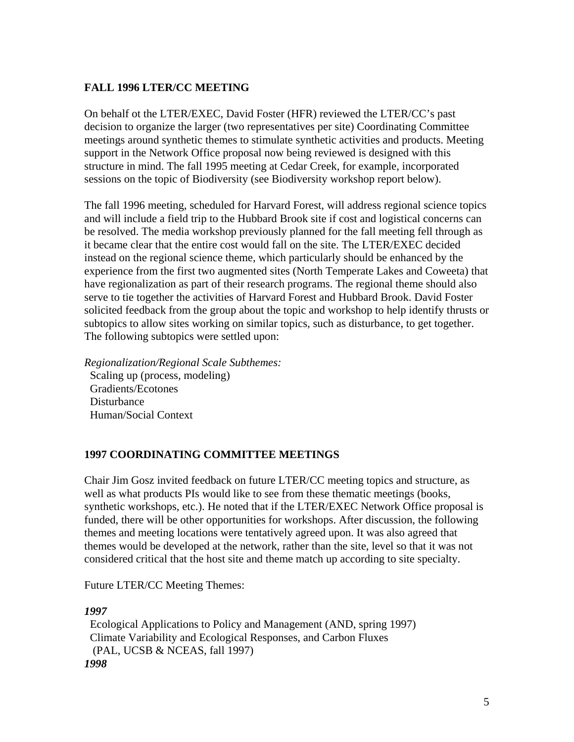## FALL 1996 LTER/CC MEETING

On behalf ot the LTER/EXEC, David Foster (HFR) reviewed the LTER/CC's past decision to organize the larger (two representatives per site) Coordinating Committee meetings around synthetic themes to stimulate synthetic activities and products. Meeting support in the Network Office proposal now being reviewed is designed with this structure in mind. The fall 1995 meeting at Cedar Creek, for example, incorporated sessions on the topic of Biodiversity (see Biodiversity workshop report below).

The fall 1996 meeting, scheduled for Harvard Forest, will address regional science topics and will include a field trip to the Hubbard Brook site if cost and logistical concerns can be resolved. The media workshop previously planned for the fall meeting fell through as it became clear that the entire cost would fall on the site. The LTER/EXEC decided instead on the regional science theme, which particularly should be enhanced by the experience from the first two augmented sites (North Temperate Lakes and Coweeta) that have regionalization as part of their research programs. The regional theme should also serve to tie together the activities of Harvard Forest and Hubbard Brook. David Foster solicited feedback from the group about the topic and workshop to help identify thrusts or subtopics to allow sites working on similar topics, such as disturbance, to get together. The following subtopics were settled upon:

*Regionalization/Regional Scale Subthemes:*

- Scaling up (process, modeling)
- Gradients/Ecotones
- Disturbance
- Human/Social Context

## 1997 COORDINATING COMMITTEE MEETINGS

Chair Jim Gosz invited feedback on future LTER/CC meeting topics and structure, as well as what products PIs would like to see from these thematic meetings (books, synthetic workshops, etc.). He noted that if the LTER/EXEC Network Office proposal is funded, there will be other opportunities for workshops. After discussion, the following themes and meeting locations were tentatively agreed upon. It was also agreed that themes would be developed at the network, rather than the site, level so that it was not considered critical that the host site and theme match up according to site specialty.

Future LTER/CC Meeting Themes:

***1997***

- Ecological Applications to Policy and Management (AND, spring 1997)
- Climate Variability and Ecological Responses, and Carbon Fluxes (PAL, UCSB & NCEAS, fall 1997)

***1998***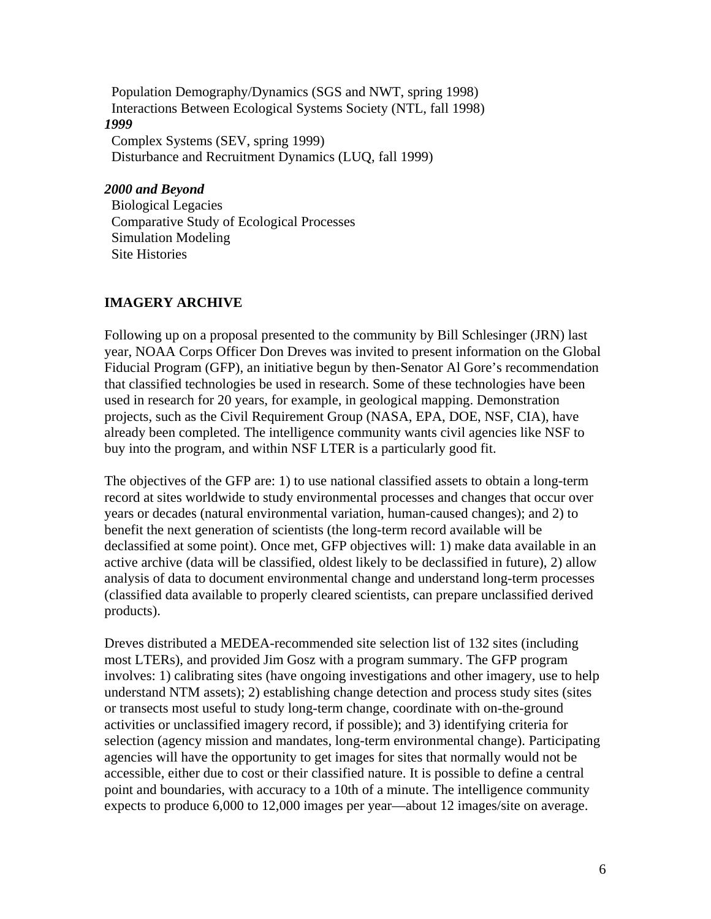Population Demography/Dynamics (SGS and NWT, spring 1998)
Interactions Between Ecological Systems Society (NTL, fall 1998)

***1999***

Complex Systems (SEV, spring 1999)
Disturbance and Recruitment Dynamics (LUQ, fall 1999)

***2000 and Beyond***

Biological Legacies
Comparative Study of Ecological Processes
Simulation Modeling
Site Histories

**IMAGERY ARCHIVE**

Following up on a proposal presented to the community by Bill Schlesinger (JRN) last year, NOAA Corps Officer Don Dreves was invited to present information on the Global Fiducial Program (GFP), an initiative begun by then-Senator Al Gore's recommendation that classified technologies be used in research. Some of these technologies have been used in research for 20 years, for example, in geological mapping. Demonstration projects, such as the Civil Requirement Group (NASA, EPA, DOE, NSF, CIA), have already been completed. The intelligence community wants civil agencies like NSF to buy into the program, and within NSF LTER is a particularly good fit.

The objectives of the GFP are: 1) to use national classified assets to obtain a long-term record at sites worldwide to study environmental processes and changes that occur over years or decades (natural environmental variation, human-caused changes); and 2) to benefit the next generation of scientists (the long-term record available will be declassified at some point). Once met, GFP objectives will: 1) make data available in an active archive (data will be classified, oldest likely to be declassified in future), 2) allow analysis of data to document environmental change and understand long-term processes (classified data available to properly cleared scientists, can prepare unclassified derived products).

Dreves distributed a MEDEA-recommended site selection list of 132 sites (including most LTERs), and provided Jim Gosz with a program summary. The GFP program involves: 1) calibrating sites (have ongoing investigations and other imagery, use to help understand NTM assets); 2) establishing change detection and process study sites (sites or transects most useful to study long-term change, coordinate with on-the-ground activities or unclassified imagery record, if possible); and 3) identifying criteria for selection (agency mission and mandates, long-term environmental change). Participating agencies will have the opportunity to get images for sites that normally would not be accessible, either due to cost or their classified nature. It is possible to define a central point and boundaries, with accuracy to a 10th of a minute. The intelligence community expects to produce 6,000 to 12,000 images per year—about 12 images/site on average.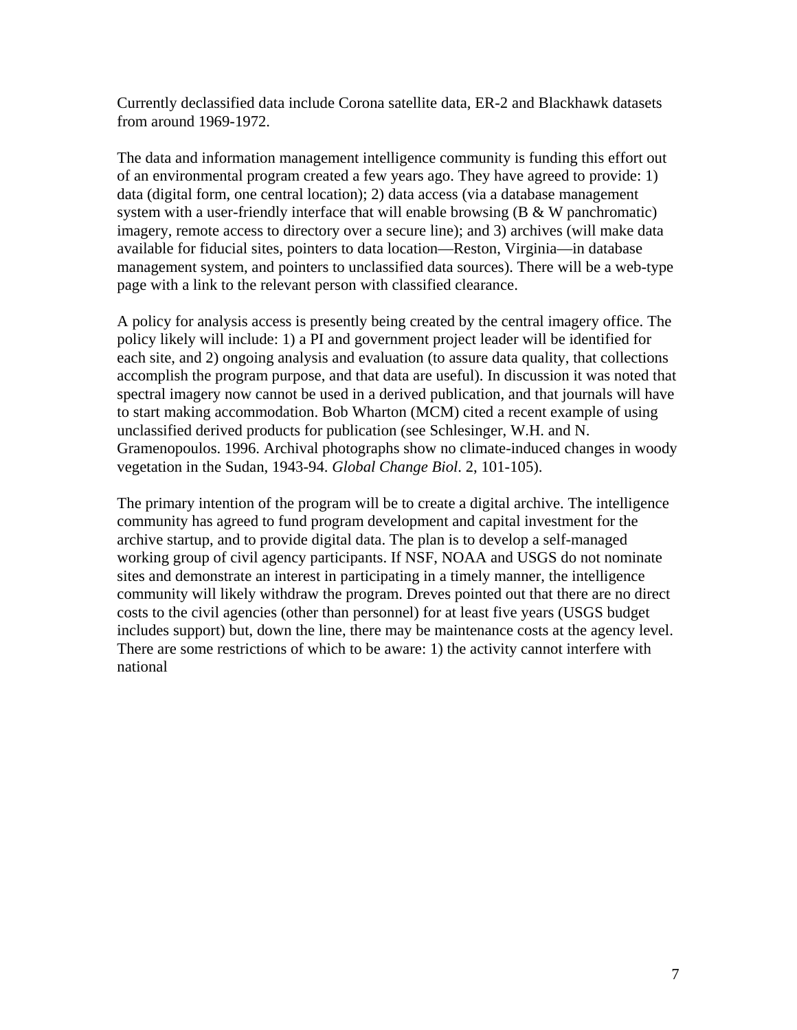Currently declassified data include Corona satellite data, ER-2 and Blackhawk datasets from around 1969-1972.

The data and information management intelligence community is funding this effort out of an environmental program created a few years ago. They have agreed to provide: 1) data (digital form, one central location); 2) data access (via a database management system with a user-friendly interface that will enable browsing (B & W panchromatic) imagery, remote access to directory over a secure line); and 3) archives (will make data available for fiducial sites, pointers to data location—Reston, Virginia—in database management system, and pointers to unclassified data sources). There will be a web-type page with a link to the relevant person with classified clearance.

A policy for analysis access is presently being created by the central imagery office. The policy likely will include: 1) a PI and government project leader will be identified for each site, and 2) ongoing analysis and evaluation (to assure data quality, that collections accomplish the program purpose, and that data are useful). In discussion it was noted that spectral imagery now cannot be used in a derived publication, and that journals will have to start making accommodation. Bob Wharton (MCM) cited a recent example of using unclassified derived products for publication (see Schlesinger, W.H. and N. Gramenopoulos. 1996. Archival photographs show no climate-induced changes in woody vegetation in the Sudan, 1943-94. *Global Change Biol*. 2, 101-105).

The primary intention of the program will be to create a digital archive. The intelligence community has agreed to fund program development and capital investment for the archive startup, and to provide digital data. The plan is to develop a self-managed working group of civil agency participants. If NSF, NOAA and USGS do not nominate sites and demonstrate an interest in participating in a timely manner, the intelligence community will likely withdraw the program. Dreves pointed out that there are no direct costs to the civil agencies (other than personnel) for at least five years (USGS budget includes support) but, down the line, there may be maintenance costs at the agency level. There are some restrictions of which to be aware: 1) the activity cannot interfere with national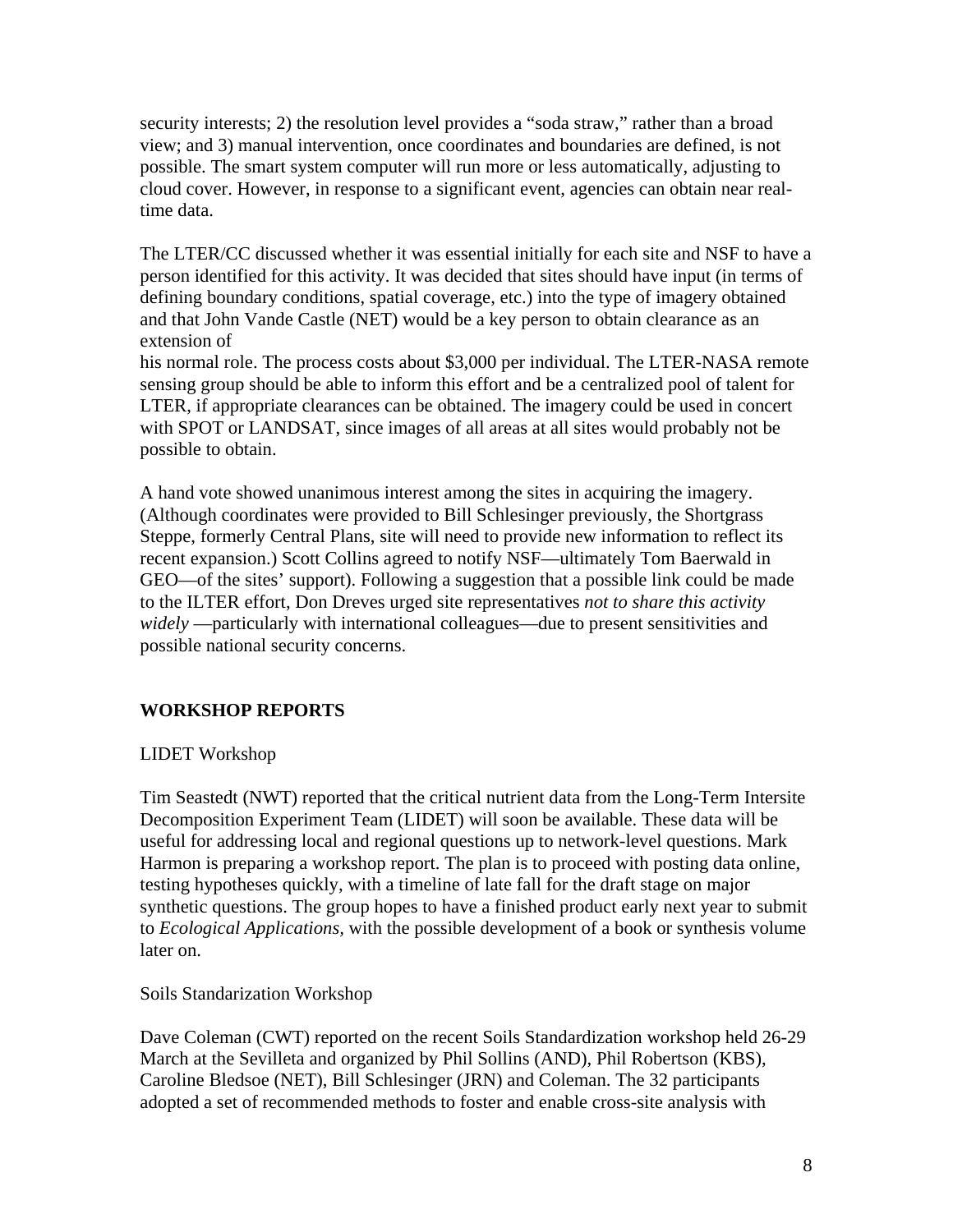security interests; 2) the resolution level provides a "soda straw," rather than a broad view; and 3) manual intervention, once coordinates and boundaries are defined, is not possible. The smart system computer will run more or less automatically, adjusting to cloud cover. However, in response to a significant event, agencies can obtain near real-time data.

The LTER/CC discussed whether it was essential initially for each site and NSF to have a person identified for this activity. It was decided that sites should have input (in terms of defining boundary conditions, spatial coverage, etc.) into the type of imagery obtained and that John Vande Castle (NET) would be a key person to obtain clearance as an extension of
his normal role. The process costs about $3,000 per individual. The LTER-NASA remote sensing group should be able to inform this effort and be a centralized pool of talent for LTER, if appropriate clearances can be obtained. The imagery could be used in concert with SPOT or LANDSAT, since images of all areas at all sites would probably not be possible to obtain.

A hand vote showed unanimous interest among the sites in acquiring the imagery. (Although coordinates were provided to Bill Schlesinger previously, the Shortgrass Steppe, formerly Central Plans, site will need to provide new information to reflect its recent expansion.) Scott Collins agreed to notify NSF—ultimately Tom Baerwald in GEO—of the sites' support). Following a suggestion that a possible link could be made to the ILTER effort, Don Dreves urged site representatives *not to share this activity widely* —particularly with international colleagues—due to present sensitivities and possible national security concerns.

## WORKSHOP REPORTS

LIDET Workshop

Tim Seastedt (NWT) reported that the critical nutrient data from the Long-Term Intersite Decomposition Experiment Team (LIDET) will soon be available. These data will be useful for addressing local and regional questions up to network-level questions. Mark Harmon is preparing a workshop report. The plan is to proceed with posting data online, testing hypotheses quickly, with a timeline of late fall for the draft stage on major synthetic questions. The group hopes to have a finished product early next year to submit to *Ecological Applications,* with the possible development of a book or synthesis volume later on.

Soils Standarization Workshop

Dave Coleman (CWT) reported on the recent Soils Standardization workshop held 26-29 March at the Sevilleta and organized by Phil Sollins (AND), Phil Robertson (KBS), Caroline Bledsoe (NET), Bill Schlesinger (JRN) and Coleman. The 32 participants adopted a set of recommended methods to foster and enable cross-site analysis with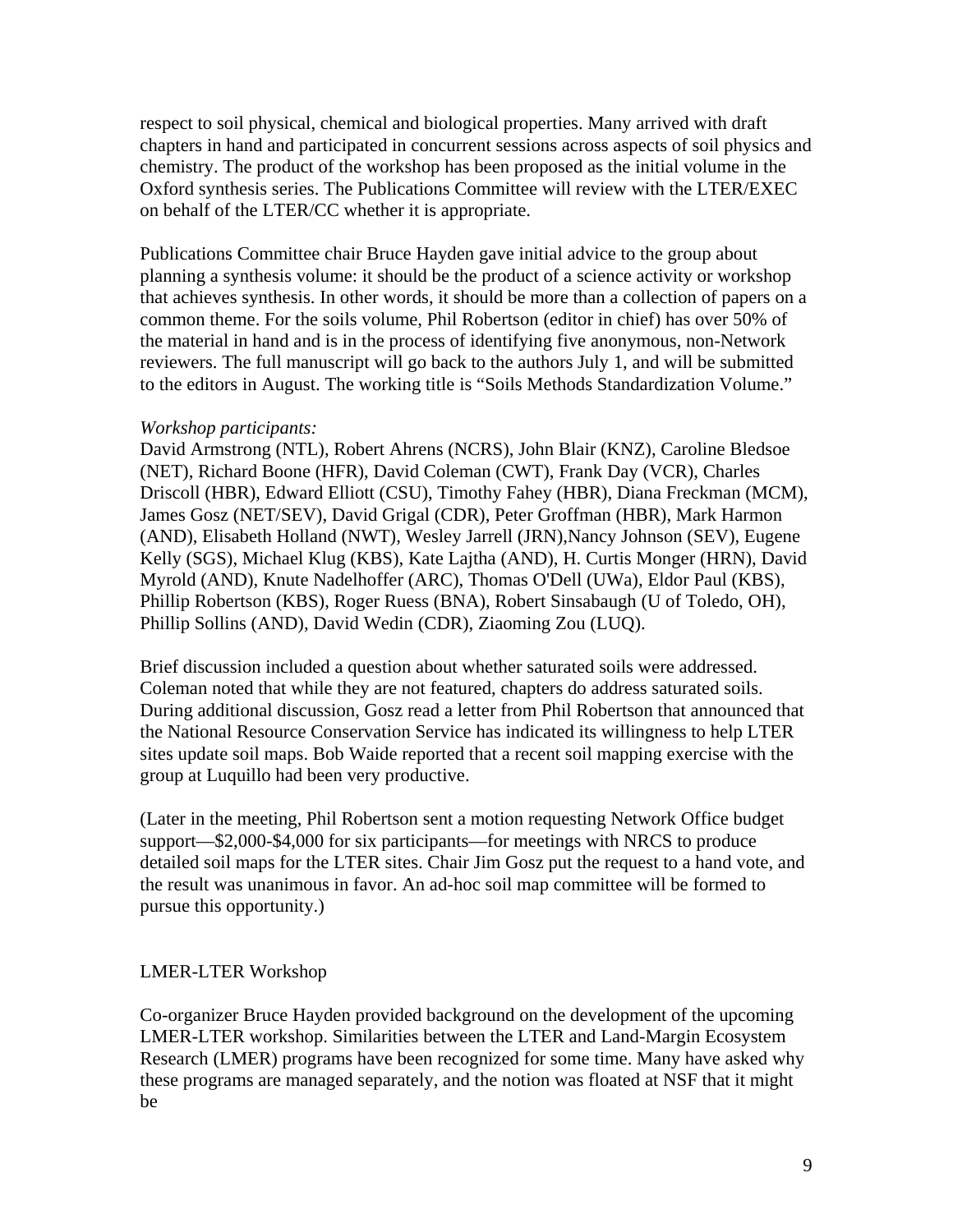respect to soil physical, chemical and biological properties. Many arrived with draft chapters in hand and participated in concurrent sessions across aspects of soil physics and chemistry. The product of the workshop has been proposed as the initial volume in the Oxford synthesis series. The Publications Committee will review with the LTER/EXEC on behalf of the LTER/CC whether it is appropriate.

Publications Committee chair Bruce Hayden gave initial advice to the group about planning a synthesis volume: it should be the product of a science activity or workshop that achieves synthesis. In other words, it should be more than a collection of papers on a common theme. For the soils volume, Phil Robertson (editor in chief) has over 50% of the material in hand and is in the process of identifying five anonymous, non-Network reviewers. The full manuscript will go back to the authors July 1, and will be submitted to the editors in August. The working title is "Soils Methods Standardization Volume."

*Workshop participants:*
David Armstrong (NTL), Robert Ahrens (NCRS), John Blair (KNZ), Caroline Bledsoe (NET), Richard Boone (HFR), David Coleman (CWT), Frank Day (VCR), Charles Driscoll (HBR), Edward Elliott (CSU), Timothy Fahey (HBR), Diana Freckman (MCM), James Gosz (NET/SEV), David Grigal (CDR), Peter Groffman (HBR), Mark Harmon (AND), Elisabeth Holland (NWT), Wesley Jarrell (JRN),Nancy Johnson (SEV), Eugene Kelly (SGS), Michael Klug (KBS), Kate Lajtha (AND), H. Curtis Monger (HRN), David Myrold (AND), Knute Nadelhoffer (ARC), Thomas O'Dell (UWa), Eldor Paul (KBS), Phillip Robertson (KBS), Roger Ruess (BNA), Robert Sinsabaugh (U of Toledo, OH), Phillip Sollins (AND), David Wedin (CDR), Ziaoming Zou (LUQ).

Brief discussion included a question about whether saturated soils were addressed. Coleman noted that while they are not featured, chapters do address saturated soils. During additional discussion, Gosz read a letter from Phil Robertson that announced that the National Resource Conservation Service has indicated its willingness to help LTER sites update soil maps. Bob Waide reported that a recent soil mapping exercise with the group at Luquillo had been very productive.

(Later in the meeting, Phil Robertson sent a motion requesting Network Office budget support—\$2,000-\$4,000 for six participants—for meetings with NRCS to produce detailed soil maps for the LTER sites. Chair Jim Gosz put the request to a hand vote, and the result was unanimous in favor. An ad-hoc soil map committee will be formed to pursue this opportunity.)

## LMER-LTER Workshop

Co-organizer Bruce Hayden provided background on the development of the upcoming LMER-LTER workshop. Similarities between the LTER and Land-Margin Ecosystem Research (LMER) programs have been recognized for some time. Many have asked why these programs are managed separately, and the notion was floated at NSF that it might be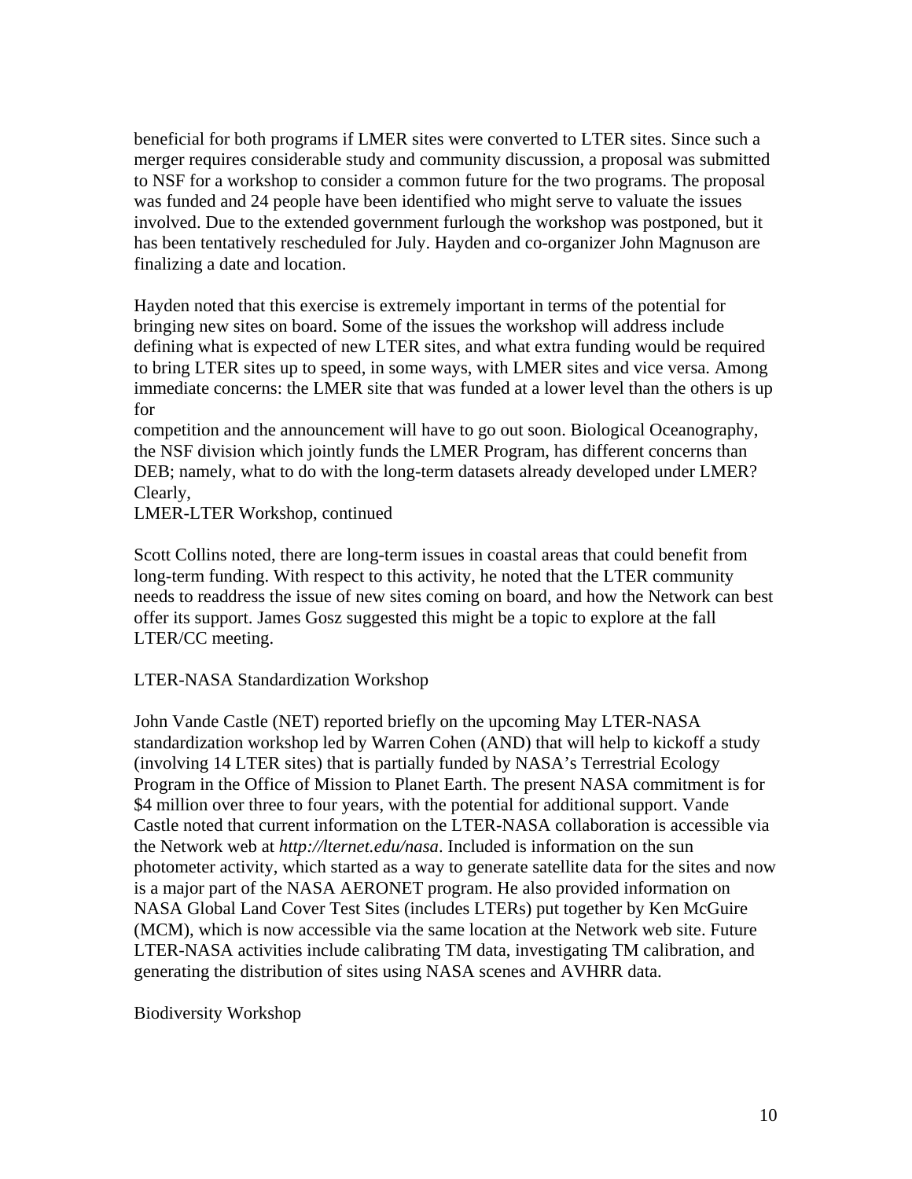beneficial for both programs if LMER sites were converted to LTER sites. Since such a merger requires considerable study and community discussion, a proposal was submitted to NSF for a workshop to consider a common future for the two programs. The proposal was funded and 24 people have been identified who might serve to valuate the issues involved. Due to the extended government furlough the workshop was postponed, but it has been tentatively rescheduled for July. Hayden and co-organizer John Magnuson are finalizing a date and location.

Hayden noted that this exercise is extremely important in terms of the potential for bringing new sites on board. Some of the issues the workshop will address include defining what is expected of new LTER sites, and what extra funding would be required to bring LTER sites up to speed, in some ways, with LMER sites and vice versa. Among immediate concerns: the LMER site that was funded at a lower level than the others is up for
competition and the announcement will have to go out soon. Biological Oceanography, the NSF division which jointly funds the LMER Program, has different concerns than DEB; namely, what to do with the long-term datasets already developed under LMER? Clearly,
LMER-LTER Workshop, continued

Scott Collins noted, there are long-term issues in coastal areas that could benefit from long-term funding. With respect to this activity, he noted that the LTER community needs to readdress the issue of new sites coming on board, and how the Network can best offer its support. James Gosz suggested this might be a topic to explore at the fall LTER/CC meeting.

## LTER-NASA Standardization Workshop

John Vande Castle (NET) reported briefly on the upcoming May LTER-NASA standardization workshop led by Warren Cohen (AND) that will help to kickoff a study (involving 14 LTER sites) that is partially funded by NASA's Terrestrial Ecology Program in the Office of Mission to Planet Earth. The present NASA commitment is for $4 million over three to four years, with the potential for additional support. Vande Castle noted that current information on the LTER-NASA collaboration is accessible via the Network web at *http://lternet.edu/nasa*. Included is information on the sun photometer activity, which started as a way to generate satellite data for the sites and now is a major part of the NASA AERONET program. He also provided information on NASA Global Land Cover Test Sites (includes LTERs) put together by Ken McGuire (MCM), which is now accessible via the same location at the Network web site. Future LTER-NASA activities include calibrating TM data, investigating TM calibration, and generating the distribution of sites using NASA scenes and AVHRR data.

## Biodiversity Workshop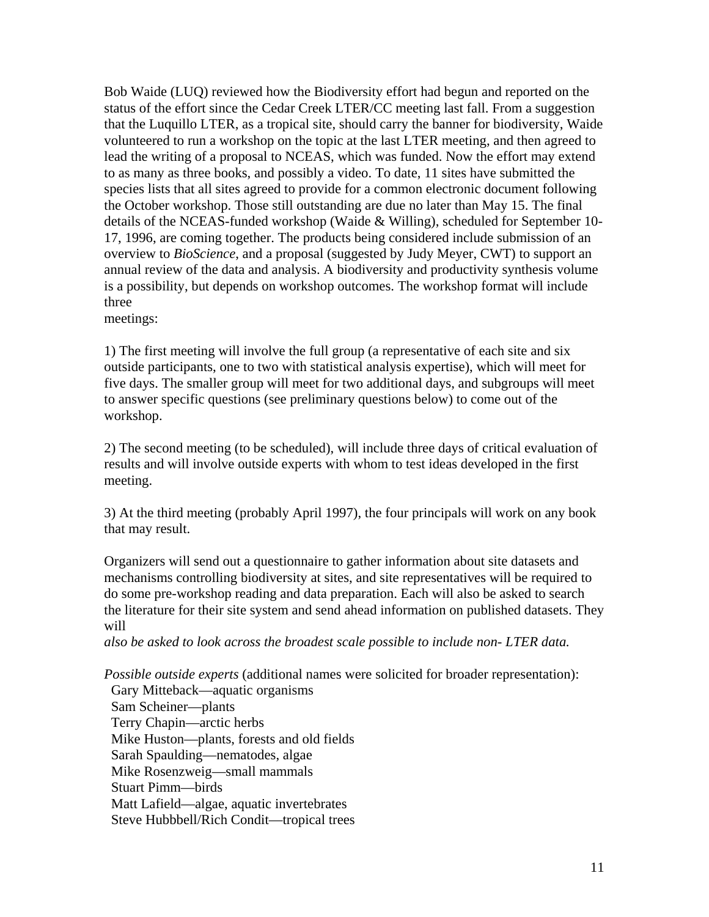Bob Waide (LUQ) reviewed how the Biodiversity effort had begun and reported on the status of the effort since the Cedar Creek LTER/CC meeting last fall. From a suggestion that the Luquillo LTER, as a tropical site, should carry the banner for biodiversity, Waide volunteered to run a workshop on the topic at the last LTER meeting, and then agreed to lead the writing of a proposal to NCEAS, which was funded. Now the effort may extend to as many as three books, and possibly a video. To date, 11 sites have submitted the species lists that all sites agreed to provide for a common electronic document following the October workshop. Those still outstanding are due no later than May 15. The final details of the NCEAS-funded workshop (Waide & Willing), scheduled for September 10-17, 1996, are coming together. The products being considered include submission of an overview to *BioScience*, and a proposal (suggested by Judy Meyer, CWT) to support an annual review of the data and analysis. A biodiversity and productivity synthesis volume is a possibility, but depends on workshop outcomes. The workshop format will include three meetings:

1) The first meeting will involve the full group (a representative of each site and six outside participants, one to two with statistical analysis expertise), which will meet for five days. The smaller group will meet for two additional days, and subgroups will meet to answer specific questions (see preliminary questions below) to come out of the workshop.

2) The second meeting (to be scheduled), will include three days of critical evaluation of results and will involve outside experts with whom to test ideas developed in the first meeting.

3) At the third meeting (probably April 1997), the four principals will work on any book that may result.

Organizers will send out a questionnaire to gather information about site datasets and mechanisms controlling biodiversity at sites, and site representatives will be required to do some pre-workshop reading and data preparation. Each will also be asked to search the literature for their site system and send ahead information on published datasets. They will *also be asked to look across the broadest scale possible to include non- LTER data.*

*Possible outside experts* (additional names were solicited for broader representation):

- Gary Mitteback—aquatic organisms
- Sam Scheiner—plants
- Terry Chapin—arctic herbs
- Mike Huston—plants, forests and old fields
- Sarah Spaulding—nematodes, algae
- Mike Rosenzweig—small mammals
- Stuart Pimm—birds
- Matt Lafield—algae, aquatic invertebrates
- Steve Hubbbell/Rich Condit—tropical trees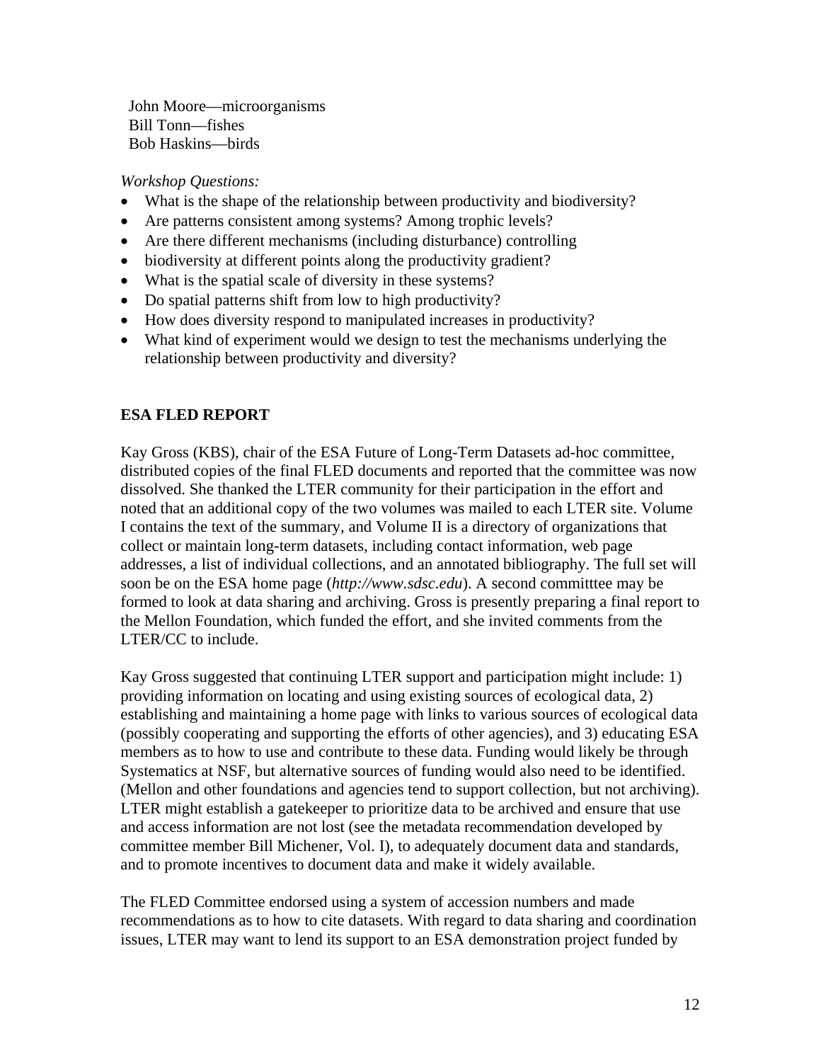John Moore—microorganisms
Bill Tonn—fishes
Bob Haskins—birds

*Workshop Questions:*

- What is the shape of the relationship between productivity and biodiversity?
- Are patterns consistent among systems? Among trophic levels?
- Are there different mechanisms (including disturbance) controlling
- biodiversity at different points along the productivity gradient?
- What is the spatial scale of diversity in these systems?
- Do spatial patterns shift from low to high productivity?
- How does diversity respond to manipulated increases in productivity?
- What kind of experiment would we design to test the mechanisms underlying the relationship between productivity and diversity?

**ESA FLED REPORT**

Kay Gross (KBS), chair of the ESA Future of Long-Term Datasets ad-hoc committee, distributed copies of the final FLED documents and reported that the committee was now dissolved. She thanked the LTER community for their participation in the effort and noted that an additional copy of the two volumes was mailed to each LTER site. Volume I contains the text of the summary, and Volume II is a directory of organizations that collect or maintain long-term datasets, including contact information, web page addresses, a list of individual collections, and an annotated bibliography. The full set will soon be on the ESA home page (*http://www.sdsc.edu*). A second committtee may be formed to look at data sharing and archiving. Gross is presently preparing a final report to the Mellon Foundation, which funded the effort, and she invited comments from the LTER/CC to include.

Kay Gross suggested that continuing LTER support and participation might include: 1) providing information on locating and using existing sources of ecological data, 2) establishing and maintaining a home page with links to various sources of ecological data (possibly cooperating and supporting the efforts of other agencies), and 3) educating ESA members as to how to use and contribute to these data. Funding would likely be through Systematics at NSF, but alternative sources of funding would also need to be identified. (Mellon and other foundations and agencies tend to support collection, but not archiving). LTER might establish a gatekeeper to prioritize data to be archived and ensure that use and access information are not lost (see the metadata recommendation developed by committee member Bill Michener, Vol. I), to adequately document data and standards, and to promote incentives to document data and make it widely available.

The FLED Committee endorsed using a system of accession numbers and made recommendations as to how to cite datasets. With regard to data sharing and coordination issues, LTER may want to lend its support to an ESA demonstration project funded by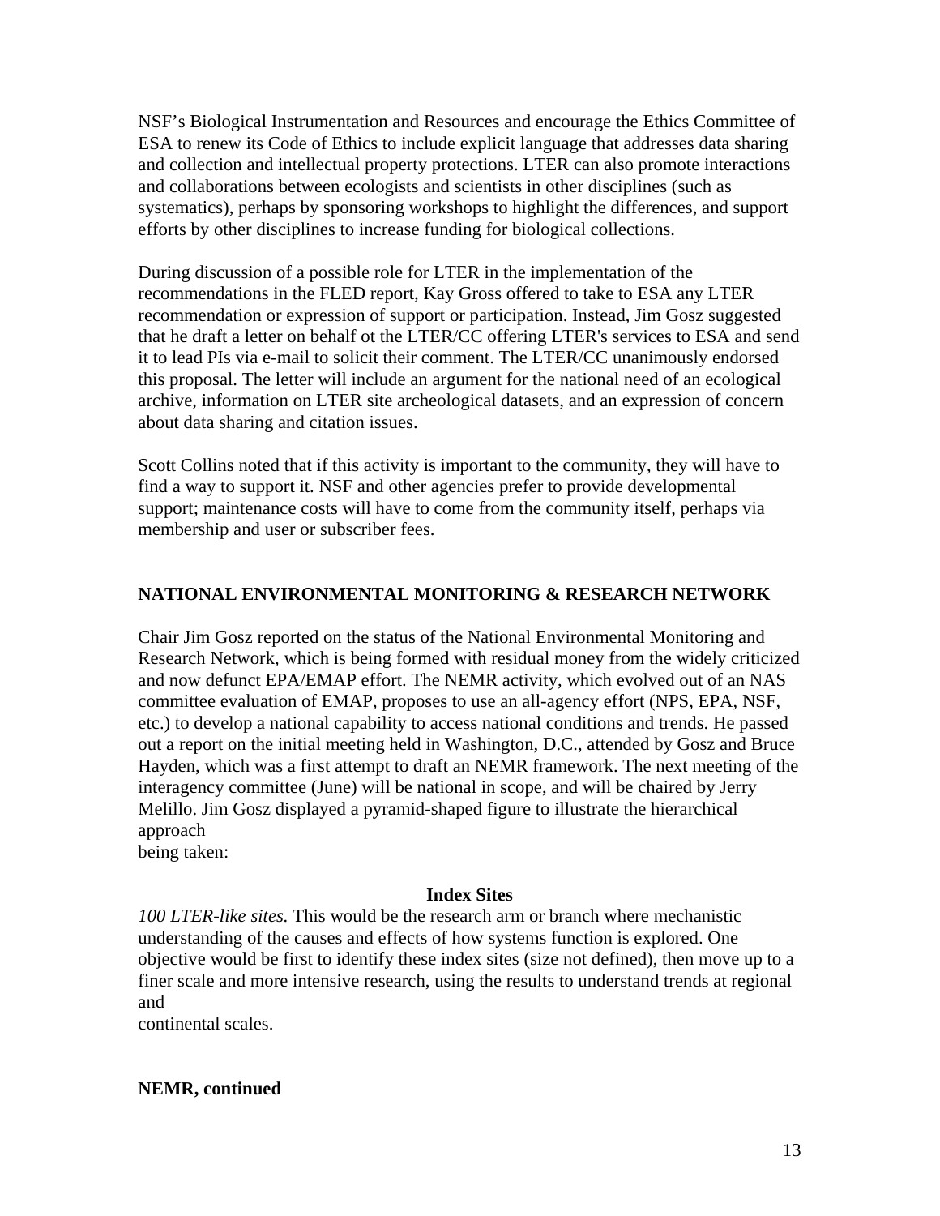NSF's Biological Instrumentation and Resources and encourage the Ethics Committee of ESA to renew its Code of Ethics to include explicit language that addresses data sharing and collection and intellectual property protections. LTER can also promote interactions and collaborations between ecologists and scientists in other disciplines (such as systematics), perhaps by sponsoring workshops to highlight the differences, and support efforts by other disciplines to increase funding for biological collections.

During discussion of a possible role for LTER in the implementation of the recommendations in the FLED report, Kay Gross offered to take to ESA any LTER recommendation or expression of support or participation. Instead, Jim Gosz suggested that he draft a letter on behalf ot the LTER/CC offering LTER's services to ESA and send it to lead PIs via e-mail to solicit their comment. The LTER/CC unanimously endorsed this proposal. The letter will include an argument for the national need of an ecological archive, information on LTER site archeological datasets, and an expression of concern about data sharing and citation issues.

Scott Collins noted that if this activity is important to the community, they will have to find a way to support it. NSF and other agencies prefer to provide developmental support; maintenance costs will have to come from the community itself, perhaps via membership and user or subscriber fees.

## NATIONAL ENVIRONMENTAL MONITORING & RESEARCH NETWORK

Chair Jim Gosz reported on the status of the National Environmental Monitoring and Research Network, which is being formed with residual money from the widely criticized and now defunct EPA/EMAP effort. The NEMR activity, which evolved out of an NAS committee evaluation of EMAP, proposes to use an all-agency effort (NPS, EPA, NSF, etc.) to develop a national capability to access national conditions and trends. He passed out a report on the initial meeting held in Washington, D.C., attended by Gosz and Bruce Hayden, which was a first attempt to draft an NEMR framework. The next meeting of the interagency committee (June) will be national in scope, and will be chaired by Jerry Melillo. Jim Gosz displayed a pyramid-shaped figure to illustrate the hierarchical approach being taken:

**Index Sites**

*100 LTER-like sites.* This would be the research arm or branch where mechanistic understanding of the causes and effects of how systems function is explored. One objective would be first to identify these index sites (size not defined), then move up to a finer scale and more intensive research, using the results to understand trends at regional and continental scales.

**NEMR, continued**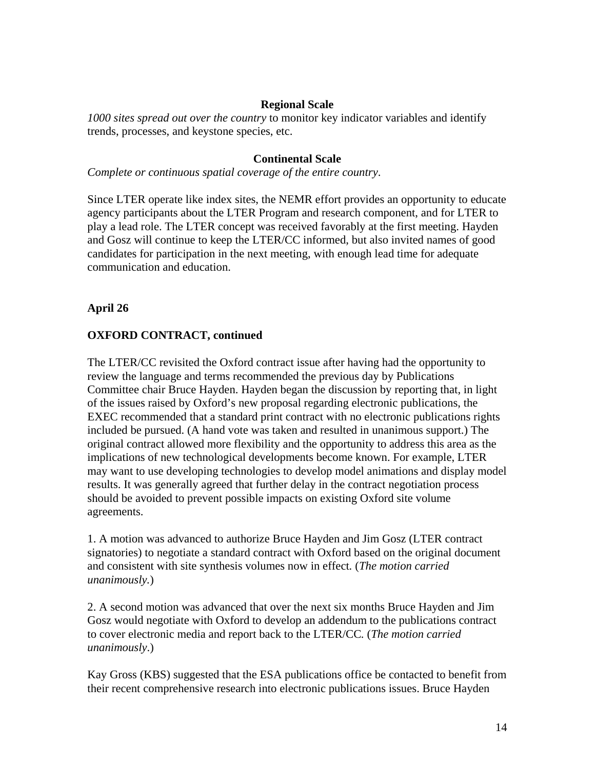**Regional Scale**

*1000 sites spread out over the country* to monitor key indicator variables and identify trends, processes, and keystone species, etc.

**Continental Scale**

*Complete or continuous spatial coverage of the entire country*.

Since LTER operate like index sites, the NEMR effort provides an opportunity to educate agency participants about the LTER Program and research component, and for LTER to play a lead role. The LTER concept was received favorably at the first meeting. Hayden and Gosz will continue to keep the LTER/CC informed, but also invited names of good candidates for participation in the next meeting, with enough lead time for adequate communication and education.

**April 26**

**OXFORD CONTRACT, continued**

The LTER/CC revisited the Oxford contract issue after having had the opportunity to review the language and terms recommended the previous day by Publications Committee chair Bruce Hayden. Hayden began the discussion by reporting that, in light of the issues raised by Oxford's new proposal regarding electronic publications, the EXEC recommended that a standard print contract with no electronic publications rights included be pursued. (A hand vote was taken and resulted in unanimous support.) The original contract allowed more flexibility and the opportunity to address this area as the implications of new technological developments become known. For example, LTER may want to use developing technologies to develop model animations and display model results. It was generally agreed that further delay in the contract negotiation process should be avoided to prevent possible impacts on existing Oxford site volume agreements.

1. A motion was advanced to authorize Bruce Hayden and Jim Gosz (LTER contract signatories) to negotiate a standard contract with Oxford based on the original document and consistent with site synthesis volumes now in effect. (*The motion carried unanimously.*)

2. A second motion was advanced that over the next six months Bruce Hayden and Jim Gosz would negotiate with Oxford to develop an addendum to the publications contract to cover electronic media and report back to the LTER/CC. (*The motion carried unanimously*.)

Kay Gross (KBS) suggested that the ESA publications office be contacted to benefit from their recent comprehensive research into electronic publications issues. Bruce Hayden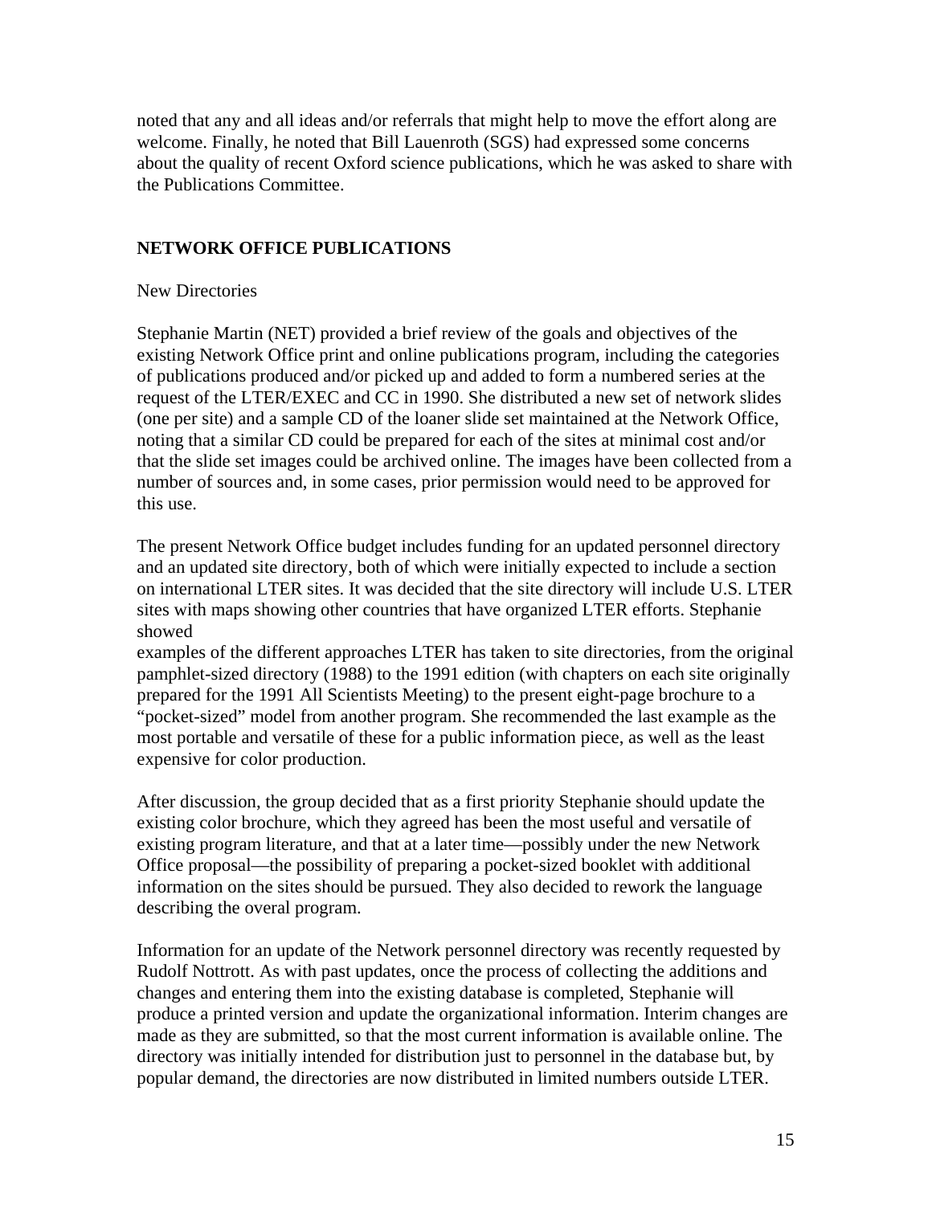noted that any and all ideas and/or referrals that might help to move the effort along are welcome. Finally, he noted that Bill Lauenroth (SGS) had expressed some concerns about the quality of recent Oxford science publications, which he was asked to share with the Publications Committee.

## NETWORK OFFICE PUBLICATIONS

New Directories

Stephanie Martin (NET) provided a brief review of the goals and objectives of the existing Network Office print and online publications program, including the categories of publications produced and/or picked up and added to form a numbered series at the request of the LTER/EXEC and CC in 1990. She distributed a new set of network slides (one per site) and a sample CD of the loaner slide set maintained at the Network Office, noting that a similar CD could be prepared for each of the sites at minimal cost and/or that the slide set images could be archived online. The images have been collected from a number of sources and, in some cases, prior permission would need to be approved for this use.

The present Network Office budget includes funding for an updated personnel directory and an updated site directory, both of which were initially expected to include a section on international LTER sites. It was decided that the site directory will include U.S. LTER sites with maps showing other countries that have organized LTER efforts. Stephanie showed examples of the different approaches LTER has taken to site directories, from the original pamphlet-sized directory (1988) to the 1991 edition (with chapters on each site originally prepared for the 1991 All Scientists Meeting) to the present eight-page brochure to a "pocket-sized" model from another program. She recommended the last example as the most portable and versatile of these for a public information piece, as well as the least expensive for color production.

After discussion, the group decided that as a first priority Stephanie should update the existing color brochure, which they agreed has been the most useful and versatile of existing program literature, and that at a later time—possibly under the new Network Office proposal—the possibility of preparing a pocket-sized booklet with additional information on the sites should be pursued. They also decided to rework the language describing the overal program.

Information for an update of the Network personnel directory was recently requested by Rudolf Nottrott. As with past updates, once the process of collecting the additions and changes and entering them into the existing database is completed, Stephanie will produce a printed version and update the organizational information. Interim changes are made as they are submitted, so that the most current information is available online. The directory was initially intended for distribution just to personnel in the database but, by popular demand, the directories are now distributed in limited numbers outside LTER.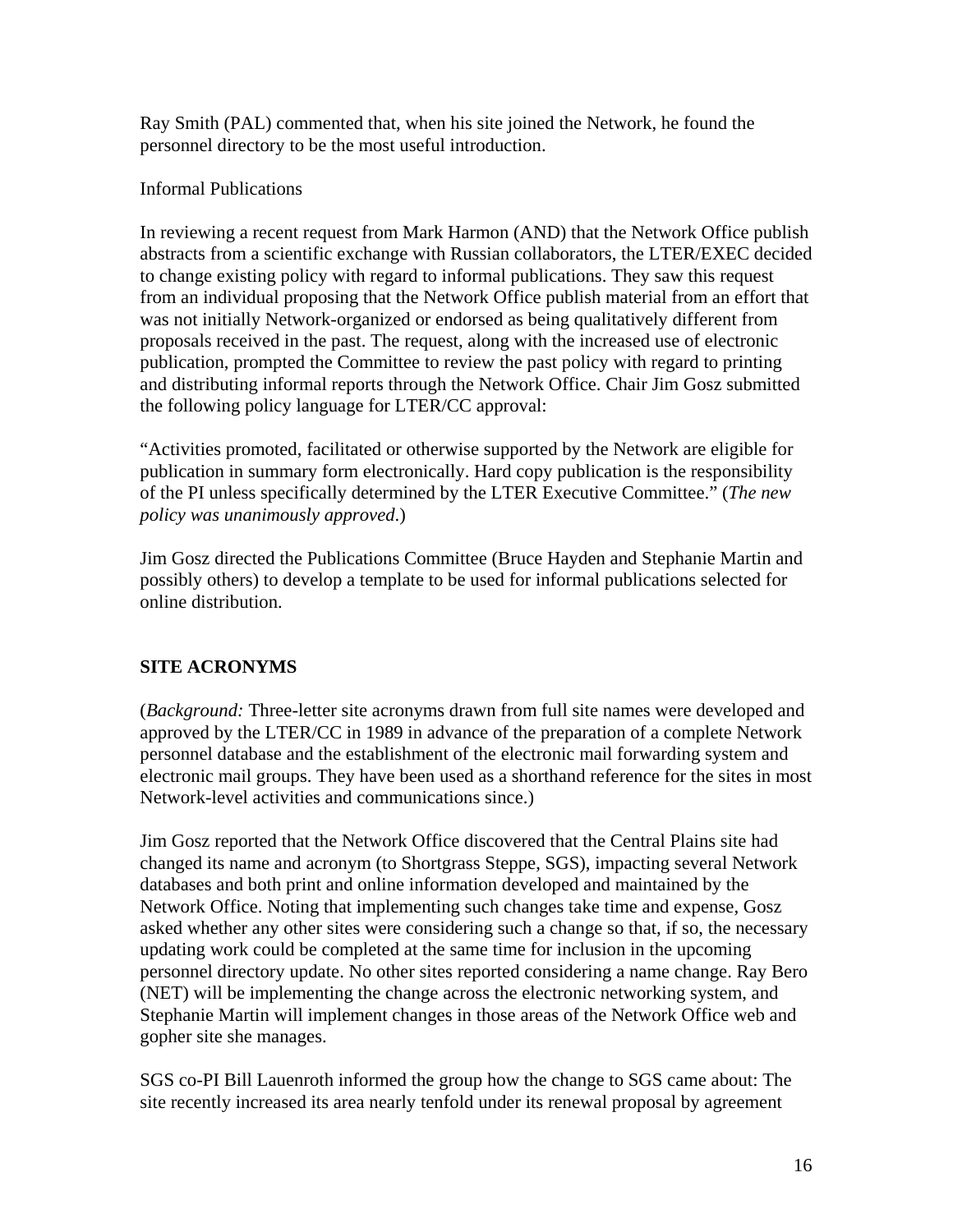Ray Smith (PAL) commented that, when his site joined the Network, he found the personnel directory to be the most useful introduction.

Informal Publications

In reviewing a recent request from Mark Harmon (AND) that the Network Office publish abstracts from a scientific exchange with Russian collaborators, the LTER/EXEC decided to change existing policy with regard to informal publications. They saw this request from an individual proposing that the Network Office publish material from an effort that was not initially Network-organized or endorsed as being qualitatively different from proposals received in the past. The request, along with the increased use of electronic publication, prompted the Committee to review the past policy with regard to printing and distributing informal reports through the Network Office. Chair Jim Gosz submitted the following policy language for LTER/CC approval:

"Activities promoted, facilitated or otherwise supported by the Network are eligible for publication in summary form electronically. Hard copy publication is the responsibility of the PI unless specifically determined by the LTER Executive Committee." (*The new policy was unanimously approved*.)

Jim Gosz directed the Publications Committee (Bruce Hayden and Stephanie Martin and possibly others) to develop a template to be used for informal publications selected for online distribution.

## SITE ACRONYMS

(*Background:* Three-letter site acronyms drawn from full site names were developed and approved by the LTER/CC in 1989 in advance of the preparation of a complete Network personnel database and the establishment of the electronic mail forwarding system and electronic mail groups. They have been used as a shorthand reference for the sites in most Network-level activities and communications since.)

Jim Gosz reported that the Network Office discovered that the Central Plains site had changed its name and acronym (to Shortgrass Steppe, SGS), impacting several Network databases and both print and online information developed and maintained by the Network Office. Noting that implementing such changes take time and expense, Gosz asked whether any other sites were considering such a change so that, if so, the necessary updating work could be completed at the same time for inclusion in the upcoming personnel directory update. No other sites reported considering a name change. Ray Bero (NET) will be implementing the change across the electronic networking system, and Stephanie Martin will implement changes in those areas of the Network Office web and gopher site she manages.

SGS co-PI Bill Lauenroth informed the group how the change to SGS came about: The site recently increased its area nearly tenfold under its renewal proposal by agreement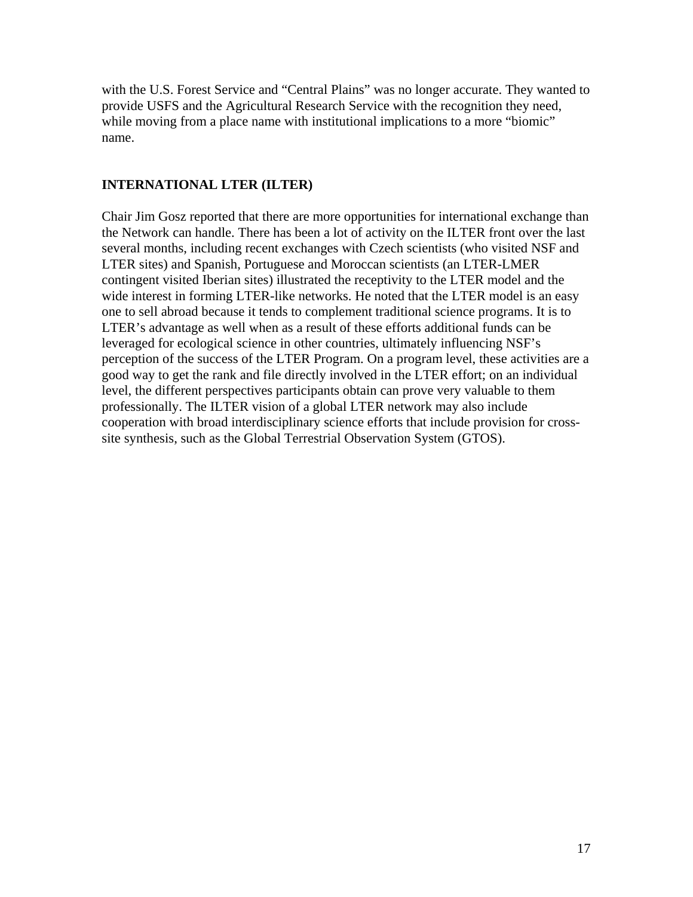with the U.S. Forest Service and "Central Plains" was no longer accurate. They wanted to provide USFS and the Agricultural Research Service with the recognition they need, while moving from a place name with institutional implications to a more "biomic" name.

## INTERNATIONAL LTER (ILTER)

Chair Jim Gosz reported that there are more opportunities for international exchange than the Network can handle. There has been a lot of activity on the ILTER front over the last several months, including recent exchanges with Czech scientists (who visited NSF and LTER sites) and Spanish, Portuguese and Moroccan scientists (an LTER-LMER contingent visited Iberian sites) illustrated the receptivity to the LTER model and the wide interest in forming LTER-like networks. He noted that the LTER model is an easy one to sell abroad because it tends to complement traditional science programs. It is to LTER's advantage as well when as a result of these efforts additional funds can be leveraged for ecological science in other countries, ultimately influencing NSF's perception of the success of the LTER Program. On a program level, these activities are a good way to get the rank and file directly involved in the LTER effort; on an individual level, the different perspectives participants obtain can prove very valuable to them professionally. The ILTER vision of a global LTER network may also include cooperation with broad interdisciplinary science efforts that include provision for cross-site synthesis, such as the Global Terrestrial Observation System (GTOS).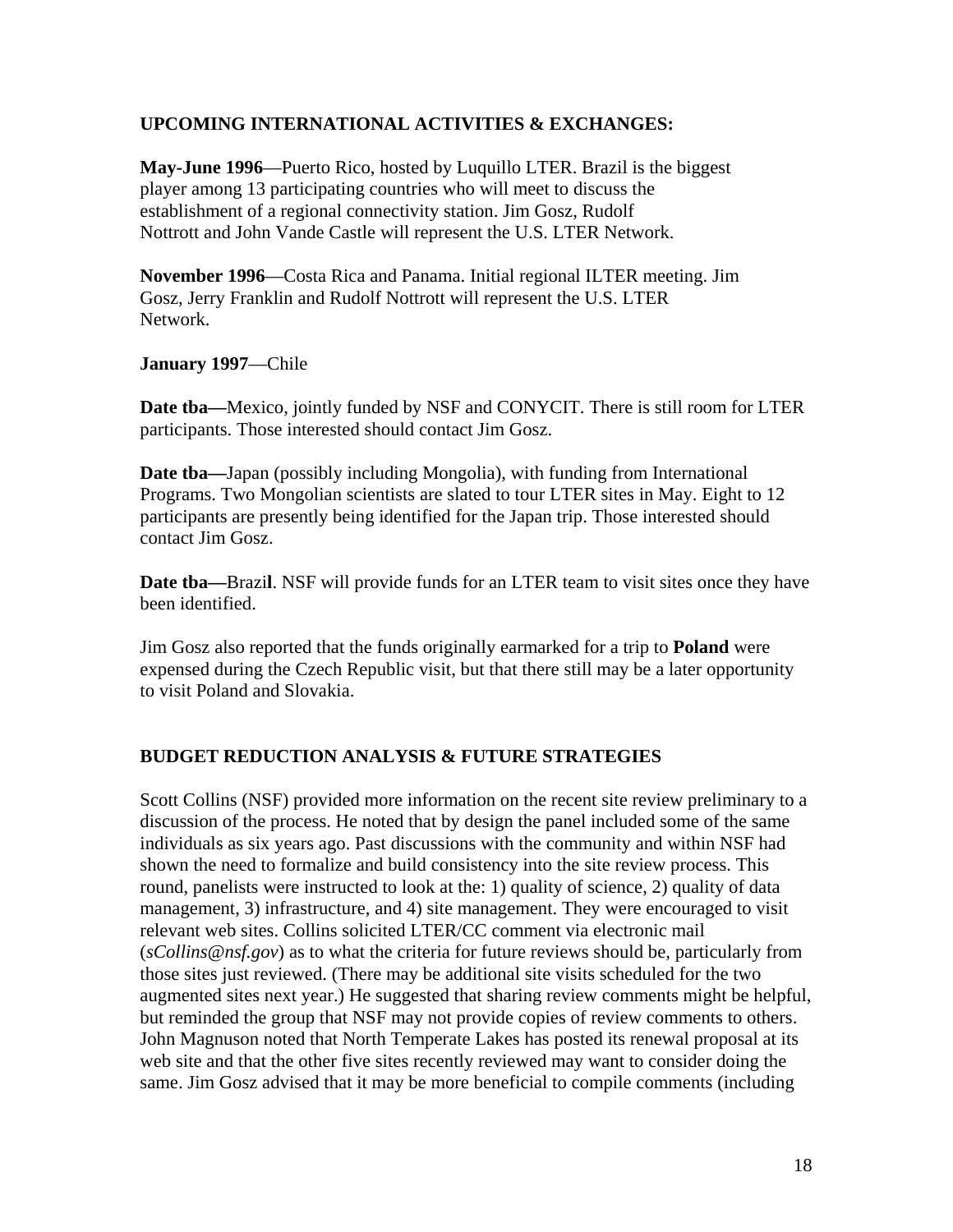### UPCOMING INTERNATIONAL ACTIVITIES & EXCHANGES:

**May-June 1996**—Puerto Rico, hosted by Luquillo LTER. Brazil is the biggest player among 13 participating countries who will meet to discuss the establishment of a regional connectivity station. Jim Gosz, Rudolf Nottrott and John Vande Castle will represent the U.S. LTER Network.

**November 1996**—Costa Rica and Panama. Initial regional ILTER meeting. Jim Gosz, Jerry Franklin and Rudolf Nottrott will represent the U.S. LTER Network.

**January 1997**—Chile

**Date tba—**Mexico, jointly funded by NSF and CONYCIT. There is still room for LTER participants. Those interested should contact Jim Gosz.

**Date tba—**Japan (possibly including Mongolia), with funding from International Programs. Two Mongolian scientists are slated to tour LTER sites in May. Eight to 12 participants are presently being identified for the Japan trip. Those interested should contact Jim Gosz.

**Date tba—**Brazi**l**. NSF will provide funds for an LTER team to visit sites once they have been identified.

Jim Gosz also reported that the funds originally earmarked for a trip to **Poland** were expensed during the Czech Republic visit, but that there still may be a later opportunity to visit Poland and Slovakia.

### BUDGET REDUCTION ANALYSIS & FUTURE STRATEGIES

Scott Collins (NSF) provided more information on the recent site review preliminary to a discussion of the process. He noted that by design the panel included some of the same individuals as six years ago. Past discussions with the community and within NSF had shown the need to formalize and build consistency into the site review process. This round, panelists were instructed to look at the: 1) quality of science, 2) quality of data management, 3) infrastructure, and 4) site management. They were encouraged to visit relevant web sites. Collins solicited LTER/CC comment via electronic mail (*sCollins@nsf.gov*) as to what the criteria for future reviews should be, particularly from those sites just reviewed. (There may be additional site visits scheduled for the two augmented sites next year.) He suggested that sharing review comments might be helpful, but reminded the group that NSF may not provide copies of review comments to others. John Magnuson noted that North Temperate Lakes has posted its renewal proposal at its web site and that the other five sites recently reviewed may want to consider doing the same. Jim Gosz advised that it may be more beneficial to compile comments (including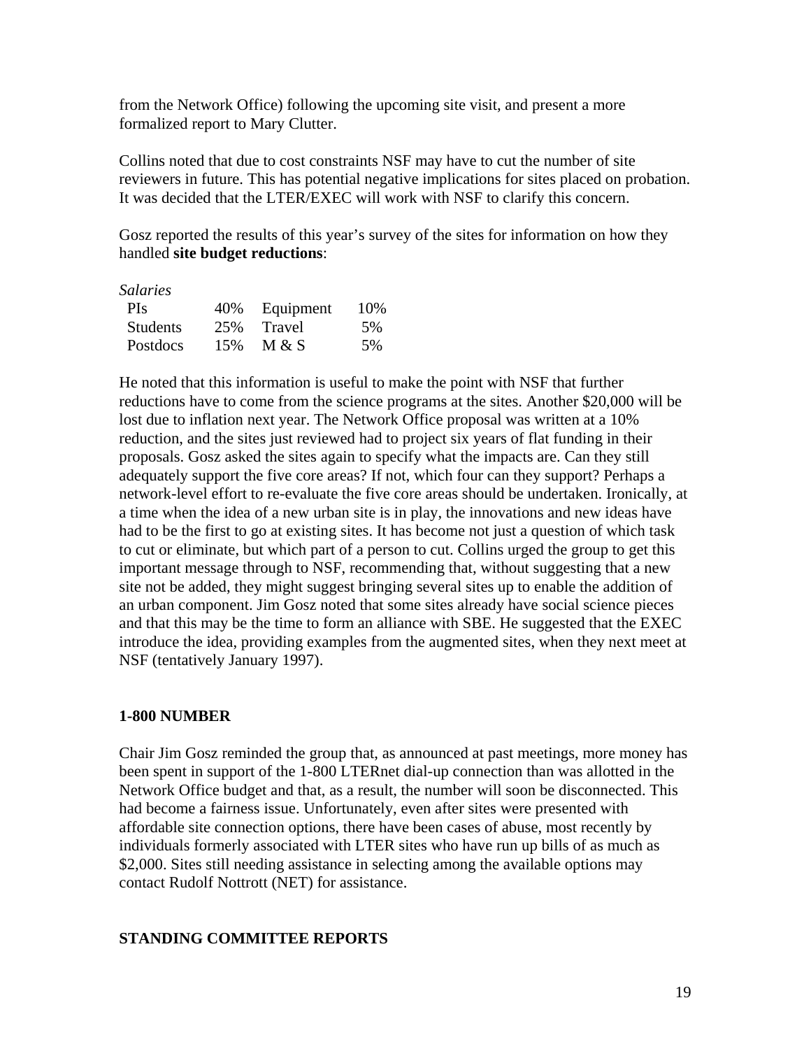from the Network Office) following the upcoming site visit, and present a more formalized report to Mary Clutter.

Collins noted that due to cost constraints NSF may have to cut the number of site reviewers in future. This has potential negative implications for sites placed on probation. It was decided that the LTER/EXEC will work with NSF to clarify this concern.

Gosz reported the results of this year's survey of the sites for information on how they handled **site budget reductions**:

| *Salaries* | | | |
|---|---|---|---|
| PIs | 40% | Equipment | 10% |
| Students | 25% | Travel | 5% |
| Postdocs | 15% | M & S | 5% |

He noted that this information is useful to make the point with NSF that further reductions have to come from the science programs at the sites. Another $20,000 will be lost due to inflation next year. The Network Office proposal was written at a 10% reduction, and the sites just reviewed had to project six years of flat funding in their proposals. Gosz asked the sites again to specify what the impacts are. Can they still adequately support the five core areas? If not, which four can they support? Perhaps a network-level effort to re-evaluate the five core areas should be undertaken. Ironically, at a time when the idea of a new urban site is in play, the innovations and new ideas have had to be the first to go at existing sites. It has become not just a question of which task to cut or eliminate, but which part of a person to cut. Collins urged the group to get this important message through to NSF, recommending that, without suggesting that a new site not be added, they might suggest bringing several sites up to enable the addition of an urban component. Jim Gosz noted that some sites already have social science pieces and that this may be the time to form an alliance with SBE. He suggested that the EXEC introduce the idea, providing examples from the augmented sites, when they next meet at NSF (tentatively January 1997).

## 1-800 NUMBER

Chair Jim Gosz reminded the group that, as announced at past meetings, more money has been spent in support of the 1-800 LTERnet dial-up connection than was allotted in the Network Office budget and that, as a result, the number will soon be disconnected. This had become a fairness issue. Unfortunately, even after sites were presented with affordable site connection options, there have been cases of abuse, most recently by individuals formerly associated with LTER sites who have run up bills of as much as $2,000. Sites still needing assistance in selecting among the available options may contact Rudolf Nottrott (NET) for assistance.

## STANDING COMMITTEE REPORTS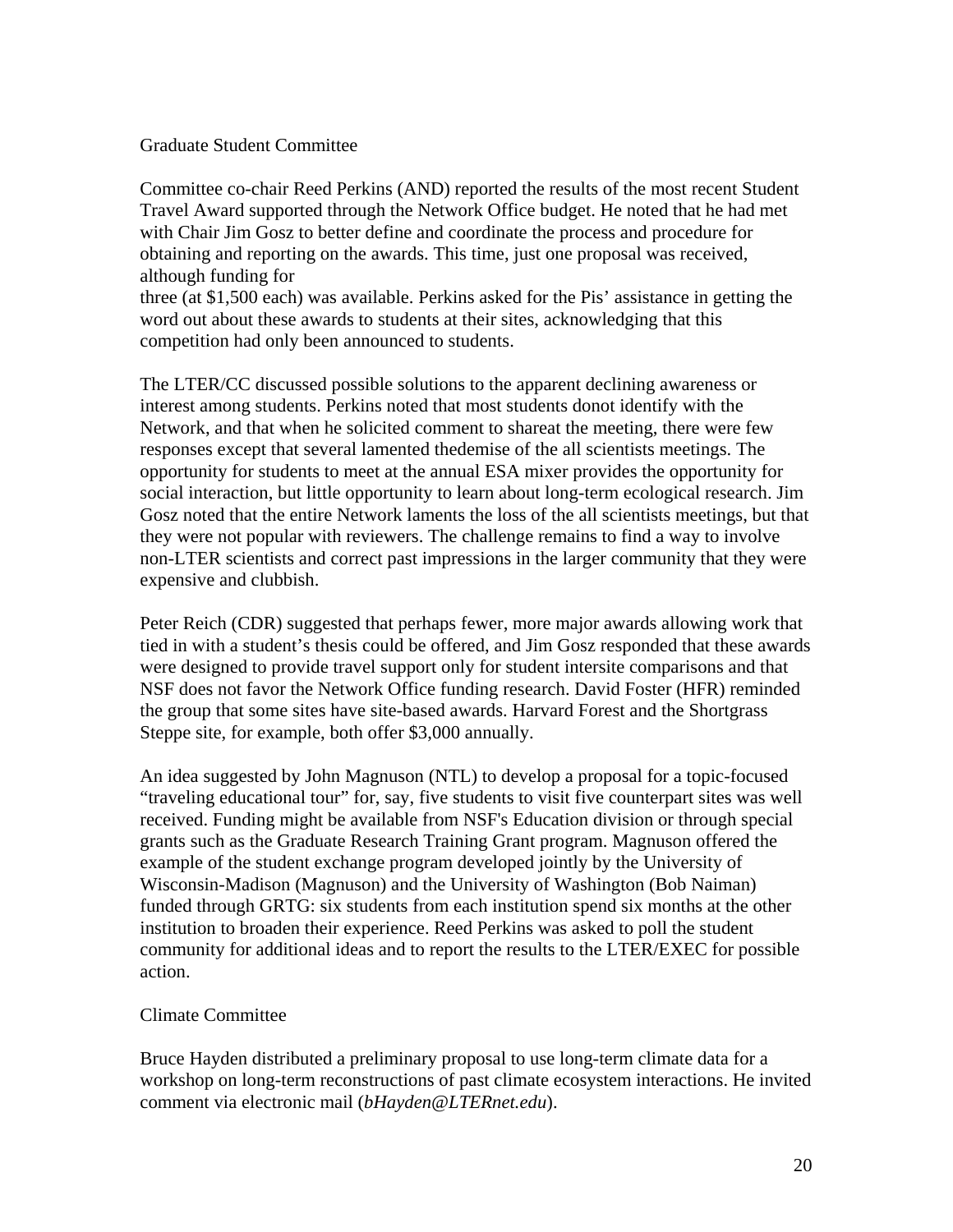Graduate Student Committee

Committee co-chair Reed Perkins (AND) reported the results of the most recent Student Travel Award supported through the Network Office budget. He noted that he had met with Chair Jim Gosz to better define and coordinate the process and procedure for obtaining and reporting on the awards. This time, just one proposal was received, although funding for
three (at $1,500 each) was available. Perkins asked for the Pis' assistance in getting the word out about these awards to students at their sites, acknowledging that this competition had only been announced to students.

The LTER/CC discussed possible solutions to the apparent declining awareness or interest among students. Perkins noted that most students donot identify with the Network, and that when he solicited comment to shareat the meeting, there were few responses except that several lamented thedemise of the all scientists meetings. The opportunity for students to meet at the annual ESA mixer provides the opportunity for social interaction, but little opportunity to learn about long-term ecological research. Jim Gosz noted that the entire Network laments the loss of the all scientists meetings, but that they were not popular with reviewers. The challenge remains to find a way to involve non-LTER scientists and correct past impressions in the larger community that they were expensive and clubbish.

Peter Reich (CDR) suggested that perhaps fewer, more major awards allowing work that tied in with a student's thesis could be offered, and Jim Gosz responded that these awards were designed to provide travel support only for student intersite comparisons and that NSF does not favor the Network Office funding research. David Foster (HFR) reminded the group that some sites have site-based awards. Harvard Forest and the Shortgrass Steppe site, for example, both offer $3,000 annually.

An idea suggested by John Magnuson (NTL) to develop a proposal for a topic-focused "traveling educational tour" for, say, five students to visit five counterpart sites was well received. Funding might be available from NSF's Education division or through special grants such as the Graduate Research Training Grant program. Magnuson offered the example of the student exchange program developed jointly by the University of Wisconsin-Madison (Magnuson) and the University of Washington (Bob Naiman) funded through GRTG: six students from each institution spend six months at the other institution to broaden their experience. Reed Perkins was asked to poll the student community for additional ideas and to report the results to the LTER/EXEC for possible action.

Climate Committee

Bruce Hayden distributed a preliminary proposal to use long-term climate data for a workshop on long-term reconstructions of past climate ecosystem interactions. He invited comment via electronic mail (*bHayden@LTERnet.edu*).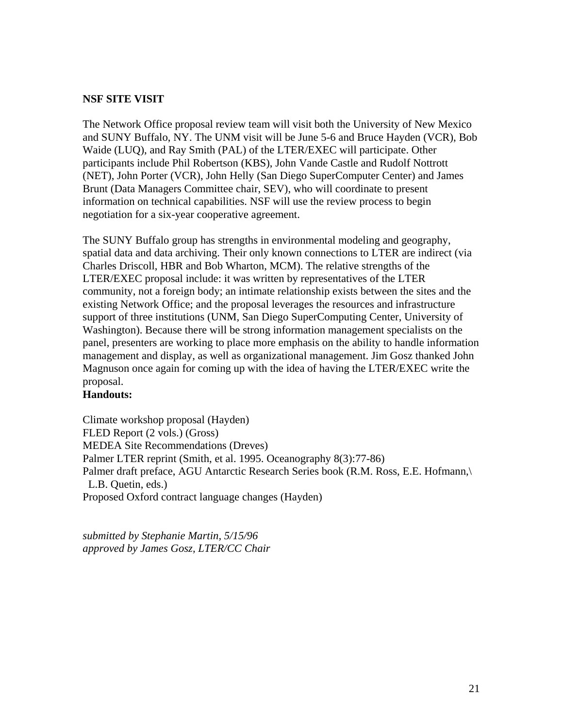**NSF SITE VISIT**

The Network Office proposal review team will visit both the University of New Mexico and SUNY Buffalo, NY. The UNM visit will be June 5-6 and Bruce Hayden (VCR), Bob Waide (LUQ), and Ray Smith (PAL) of the LTER/EXEC will participate. Other participants include Phil Robertson (KBS), John Vande Castle and Rudolf Nottrott (NET), John Porter (VCR), John Helly (San Diego SuperComputer Center) and James Brunt (Data Managers Committee chair, SEV), who will coordinate to present information on technical capabilities. NSF will use the review process to begin negotiation for a six-year cooperative agreement.

The SUNY Buffalo group has strengths in environmental modeling and geography, spatial data and data archiving. Their only known connections to LTER are indirect (via Charles Driscoll, HBR and Bob Wharton, MCM). The relative strengths of the LTER/EXEC proposal include: it was written by representatives of the LTER community, not a foreign body; an intimate relationship exists between the sites and the existing Network Office; and the proposal leverages the resources and infrastructure support of three institutions (UNM, San Diego SuperComputing Center, University of Washington). Because there will be strong information management specialists on the panel, presenters are working to place more emphasis on the ability to handle information management and display, as well as organizational management. Jim Gosz thanked John Magnuson once again for coming up with the idea of having the LTER/EXEC write the proposal.

**Handouts:**

Climate workshop proposal (Hayden)
FLED Report (2 vols.) (Gross)
MEDEA Site Recommendations (Dreves)
Palmer LTER reprint (Smith, et al. 1995. Oceanography 8(3):77-86)
Palmer draft preface, AGU Antarctic Research Series book (R.M. Ross, E.E. Hofmann,\
L.B. Quetin, eds.)
Proposed Oxford contract language changes (Hayden)

*submitted by Stephanie Martin, 5/15/96*
*approved by James Gosz, LTER/CC Chair*